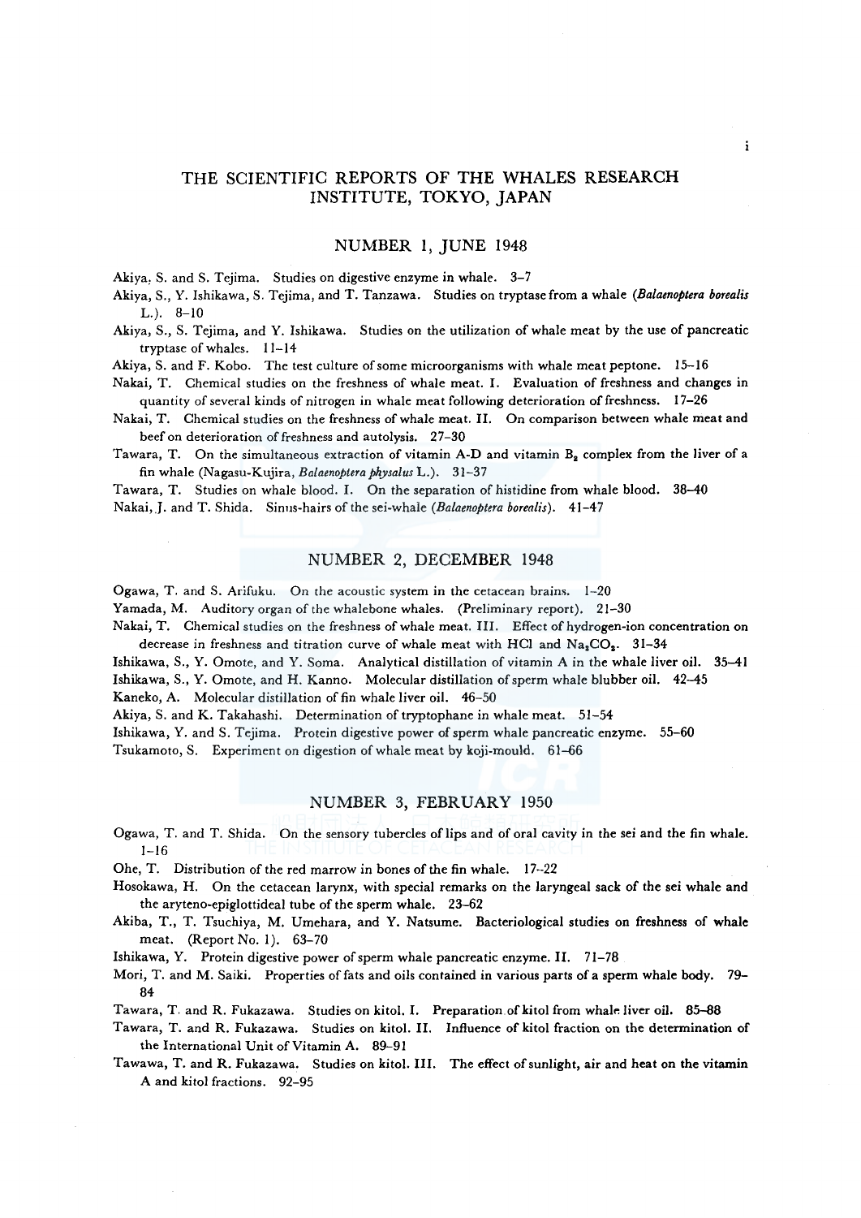# THE SCIENTIFIC REPORTS OF THE WHALES RESEARCH INSTITUTE, TOKYO, JAPAN

## NUMBER 1, JUNE 1948

Akiya, S. and S. Tejima. Studies on digestive enzyme in whale. 3–7

Akiya, S., Y. Ishikawa, S. Tejima, and T. Tanzawa. Studies on tryptase from a whale (*Balaenoptera borealis* L.). 8–10

Akiya, S., S. Tejima, and Y. Ishikawa. Studies on the utilization of whale meat by the use of pancreatic tryptase of whales. 11–14

Akiya, S. and F. Kobo. The test culture of some microorganisms with whale meat peptone. 15–16

Nakai, T. Chemical studies on the freshness of whale meat. I. Evaluation of freshness and changes in quantity of several kinds of nitrogen in whale meat following deterioration of freshness. 17–26

Nakai, T. Chemical studies on the freshness of whale meat. II. On comparison between whale meat and beef on deterioration of freshness and autolysis. 27–30

Tawara, T. On the simultaneous extraction of vitamin A-D and vitamin $B_2$ complex from the liver of a fin whale (Nagasu-Kujira, *Balaenoptera physalus* L.). 31–37

Tawara, T. Studies on whale blood. I. On the separation of histidine from whale blood. 38–40

Nakai, J. and T. Shida. Sinus-hairs of the sei-whale (*Balaenoptera borealis*). 41–47

## NUMBER 2, DECEMBER 1948

Ogawa, T. and S. Arifuku. On the acoustic system in the cetacean brains. 1–20

Yamada, M. Auditory organ of the whalebone whales. (Preliminary report). 21–30

Nakai, T. Chemical studies on the freshness of whale meat. III. Effect of hydrogen-ion concentration on decrease in freshness and titration curve of whale meat with HCl and $Na_2CO_3$. 31–34

Ishikawa, S., Y. Omote, and Y. Soma. Analytical distillation of vitamin A in the whale liver oil. 35–41

Ishikawa, S., Y. Omote, and H. Kanno. Molecular distillation of sperm whale blubber oil. 42–45

Kaneko, A. Molecular distillation of fin whale liver oil. 46–50

Akiya, S. and K. Takahashi. Determination of tryptophane in whale meat. 51–54

Ishikawa, Y. and S. Tejima. Protein digestive power of sperm whale pancreatic enzyme. 55–60

Tsukamoto, S. Experiment on digestion of whale meat by koji-mould. 61–66

## NUMBER 3, FEBRUARY 1950

Ogawa, T. and T. Shida. On the sensory tubercles of lips and of oral cavity in the sei and the fin whale. 1–16

Ohe, T. Distribution of the red marrow in bones of the fin whale. 17–22

Hosokawa, H. On the cetacean larynx, with special remarks on the laryngeal sack of the sei whale and the aryteno-epiglottideal tube of the sperm whale. 23–62

Akiba, T., T. Tsuchiya, M. Umehara, and Y. Natsume. Bacteriological studies on freshness of whale meat. (Report No. 1). 63–70

Ishikawa, Y. Protein digestive power of sperm whale pancreatic enzyme. II. 71–78

Mori, T. and M. Saiki. Properties of fats and oils contained in various parts of a sperm whale body. 79–84

Tawara, T. and R. Fukazawa. Studies on kitol. I. Preparation of kitol from whale liver oil. 85–88

Tawara, T. and R. Fukazawa. Studies on kitol. II. Influence of kitol fraction on the determination of the International Unit of Vitamin A. 89–91

Tawawa, T. and R. Fukazawa. Studies on kitol. III. The effect of sunlight, air and heat on the vitamin A and kitol fractions. 92–95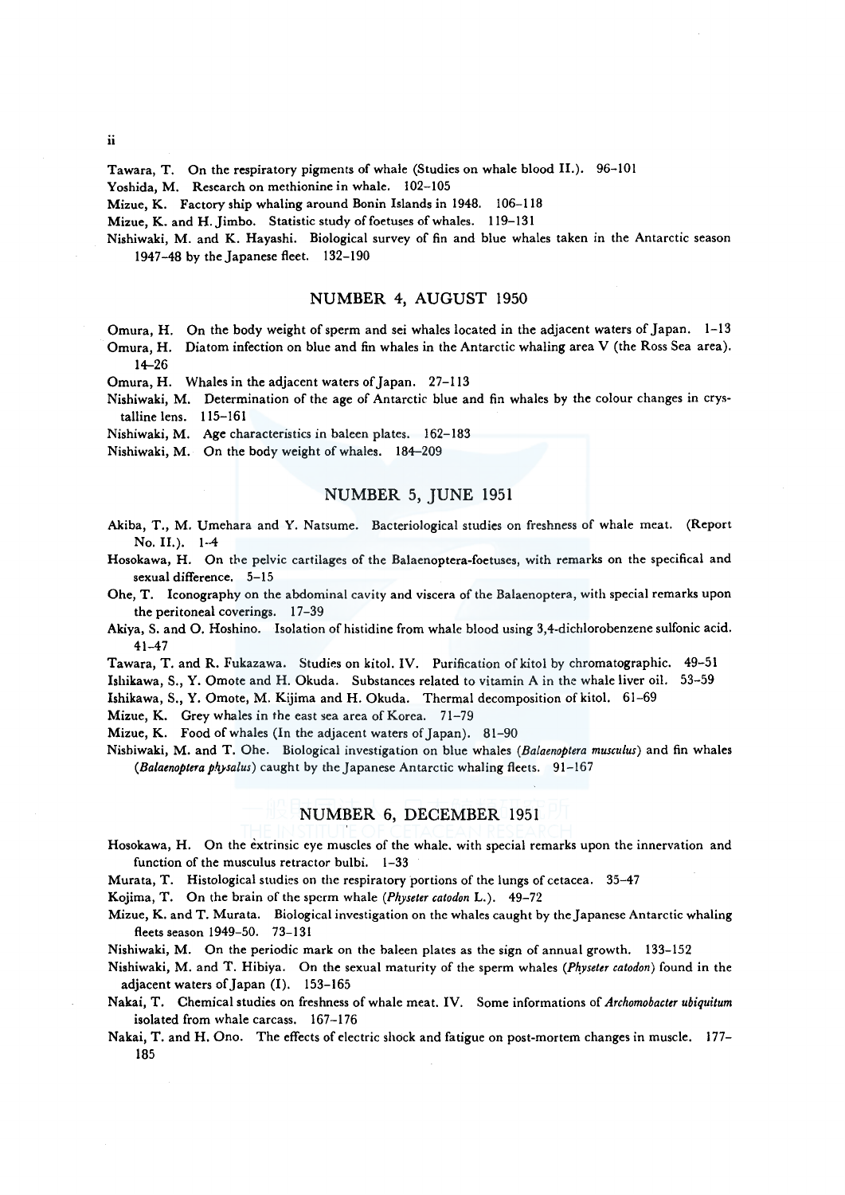Tawara, T. On the respiratory pigments of whale (Studies on whale blood II.). 96–101

Yoshida, M. Research on methionine in whale. 102–105

Mizue, K. Factory ship whaling around Bonin Islands in 1948. 106–118

Mizue, K. and H. Jimbo. Statistic study of foetuses of whales. 119–131

Nishiwaki, M. and K. Hayashi. Biological survey of fin and blue whales taken in the Antarctic season 1947–48 by the Japanese fleet. 132–190

## NUMBER 4, AUGUST 1950

Omura, H. On the body weight of sperm and sei whales located in the adjacent waters of Japan. 1–13

Omura, H. Diatom infection on blue and fin whales in the Antarctic whaling area V (the Ross Sea area). 14–26

Omura, H. Whales in the adjacent waters of Japan. 27–113

Nishiwaki, M. Determination of the age of Antarctic blue and fin whales by the colour changes in crystalline lens. 115–161

Nishiwaki, M. Age characteristics in baleen plates. 162–183

Nishiwaki, M. On the body weight of whales. 184–209

## NUMBER 5, JUNE 1951

Akiba, T., M. Umehara and Y. Natsume. Bacteriological studies on freshness of whale meat. (Report No. II.). 1–4

Hosokawa, H. On the pelvic cartilages of the Balaenoptera-foetuses, with remarks on the specifical and sexual difference. 5–15

Ohe, T. Iconography on the abdominal cavity and viscera of the Balaenoptera, with special remarks upon the peritoneal coverings. 17–39

Akiya, S. and O. Hoshino. Isolation of histidine from whale blood using 3,4-dichlorobenzene sulfonic acid. 41–47

Tawara, T. and R. Fukazawa. Studies on kitol. IV. Purification of kitol by chromatographic. 49–51

Ishikawa, S., Y. Omote and H. Okuda. Substances related to vitamin A in the whale liver oil. 53–59

Ishikawa, S., Y. Omote, M. Kijima and H. Okuda. Thermal decomposition of kitol. 61–69

Mizue, K. Grey whales in the east sea area of Korea. 71–79

Mizue, K. Food of whales (In the adjacent waters of Japan). 81–90

Nishiwaki, M. and T. Ohe. Biological investigation on blue whales (*Balaenoptera musculus*) and fin whales (*Balaenoptera physalus*) caught by the Japanese Antarctic whaling fleets. 91–167

## NUMBER 6, DECEMBER 1951

Hosokawa, H. On the extrinsic eye muscles of the whale. with special remarks upon the innervation and function of the musculus retractor bulbi. 1–33

Murata, T. Histological studies on the respiratory portions of the lungs of cetacea. 35–47

Kojima, T. On the brain of the sperm whale (*Physeter catodon* L.). 49–72

Mizue, K. and T. Murata. Biological investigation on the whales caught by the Japanese Antarctic whaling fleets season 1949–50. 73–131

Nishiwaki, M. On the periodic mark on the baleen plates as the sign of annual growth. 133–152

Nishiwaki, M. and T. Hibiya. On the sexual maturity of the sperm whales (*Physeter catodon*) found in the adjacent waters of Japan (I). 153–165

Nakai, T. Chemical studies on freshness of whale meat. IV. Some informations of *Archomobacter ubiquitum* isolated from whale carcass. 167–176

Nakai, T. and H. Ono. The effects of electric shock and fatigue on post-mortem changes in muscle. 177–185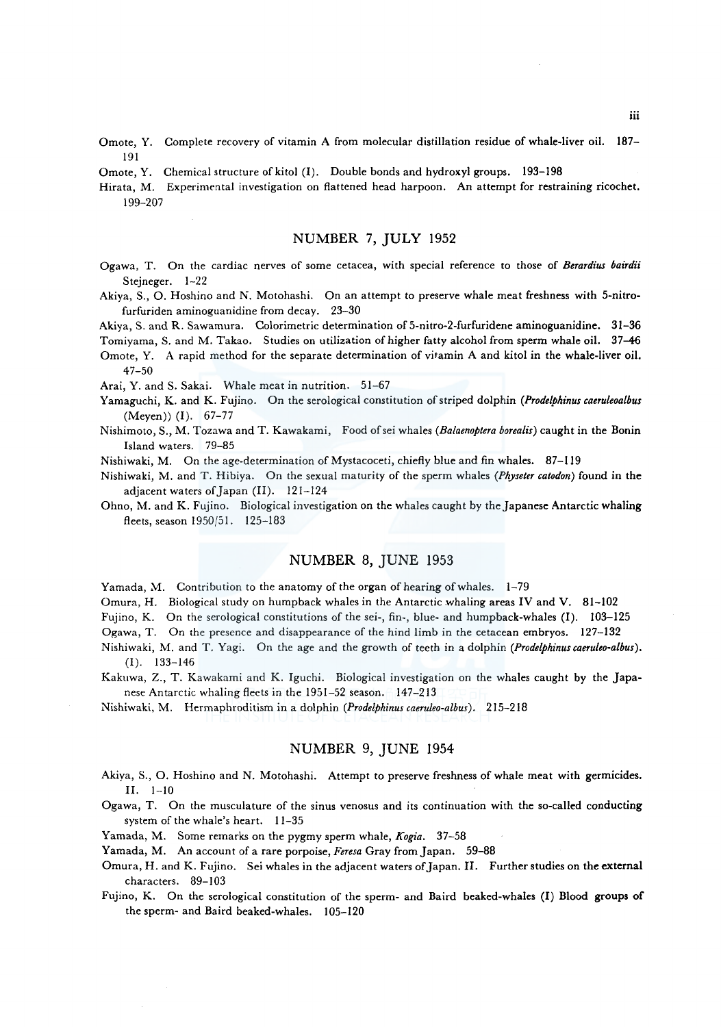Omote, Y. Complete recovery of vitamin A from molecular distillation residue of whale-liver oil. 187–191

Omote, Y. Chemical structure of kitol (I). Double bonds and hydroxyl groups. 193–198

Hirata, M. Experimental investigation on flattened head harpoon. An attempt for restraining ricochet. 199–207

## NUMBER 7, JULY 1952

Ogawa, T. On the cardiac nerves of some cetacea, with special reference to those of *Berardius bairdii* Stejneger. 1–22

Akiya, S., O. Hoshino and N. Motohashi. On an attempt to preserve whale meat freshness with 5-nitro-furfuriden aminoguanidine from decay. 23–30

Akiya, S. and R. Sawamura. Colorimetric determination of 5-nitro-2-furfuridene aminoguanidine. 31–36

Tomiyama, S. and M. Takao. Studies on utilization of higher fatty alcohol from sperm whale oil. 37–46

Omote, Y. A rapid method for the separate determination of vitamin A and kitol in the whale-liver oil. 47–50

Arai, Y. and S. Sakai. Whale meat in nutrition. 51–67

Yamaguchi, K. and K. Fujino. On the serological constitution of striped dolphin (*Prodelphinus caeruleoalbus* (Meyen)) (I). 67–77

Nishimoto, S., M. Tozawa and T. Kawakami, Food of sei whales (*Balaenoptera borealis*) caught in the Bonin Island waters. 79–85

Nishiwaki, M. On the age-determination of Mystacoceti, chiefly blue and fin whales. 87–119

Nishiwaki, M. and T. Hibiya. On the sexual maturity of the sperm whales (*Physeter catodon*) found in the adjacent waters of Japan (II). 121–124

Ohno, M. and K. Fujino. Biological investigation on the whales caught by the Japanese Antarctic whaling fleets, season 1950/51. 125–183

## NUMBER 8, JUNE 1953

Yamada, M. Contribution to the anatomy of the organ of hearing of whales. 1–79

Omura, H. Biological study on humpback whales in the Antarctic whaling areas IV and V. 81–102

Fujino, K. On the serological constitutions of the sei-, fin-, blue- and humpback-whales (I). 103–125

Ogawa, T. On the presence and disappearance of the hind limb in the cetacean embryos. 127–132

Nishiwaki, M. and T. Yagi. On the age and the growth of teeth in a dolphin (*Prodelphinus caeruleo-albus*). (I). 133–146

Kakuwa, Z., T. Kawakami and K. Iguchi. Biological investigation on the whales caught by the Japanese Antarctic whaling fleets in the 1951–52 season. 147–213

Nishiwaki, M. Hermaphroditism in a dolphin (*Prodelphinus caeruleo-albus*). 215–218

## NUMBER 9, JUNE 1954

Akiya, S., O. Hoshino and N. Motohashi. Attempt to preserve freshness of whale meat with germicides. II. 1–10

Ogawa, T. On the musculature of the sinus venosus and its continuation with the so-called conducting system of the whale's heart. 11–35

Yamada, M. Some remarks on the pygmy sperm whale, *Kogia*. 37–58

Yamada, M. An account of a rare porpoise, *Feresa* Gray from Japan. 59–88

Omura, H. and K. Fujino. Sei whales in the adjacent waters of Japan. II. Further studies on the external characters. 89–103

Fujino, K. On the serological constitution of the sperm- and Baird beaked-whales (I) Blood groups of the sperm- and Baird beaked-whales. 105–120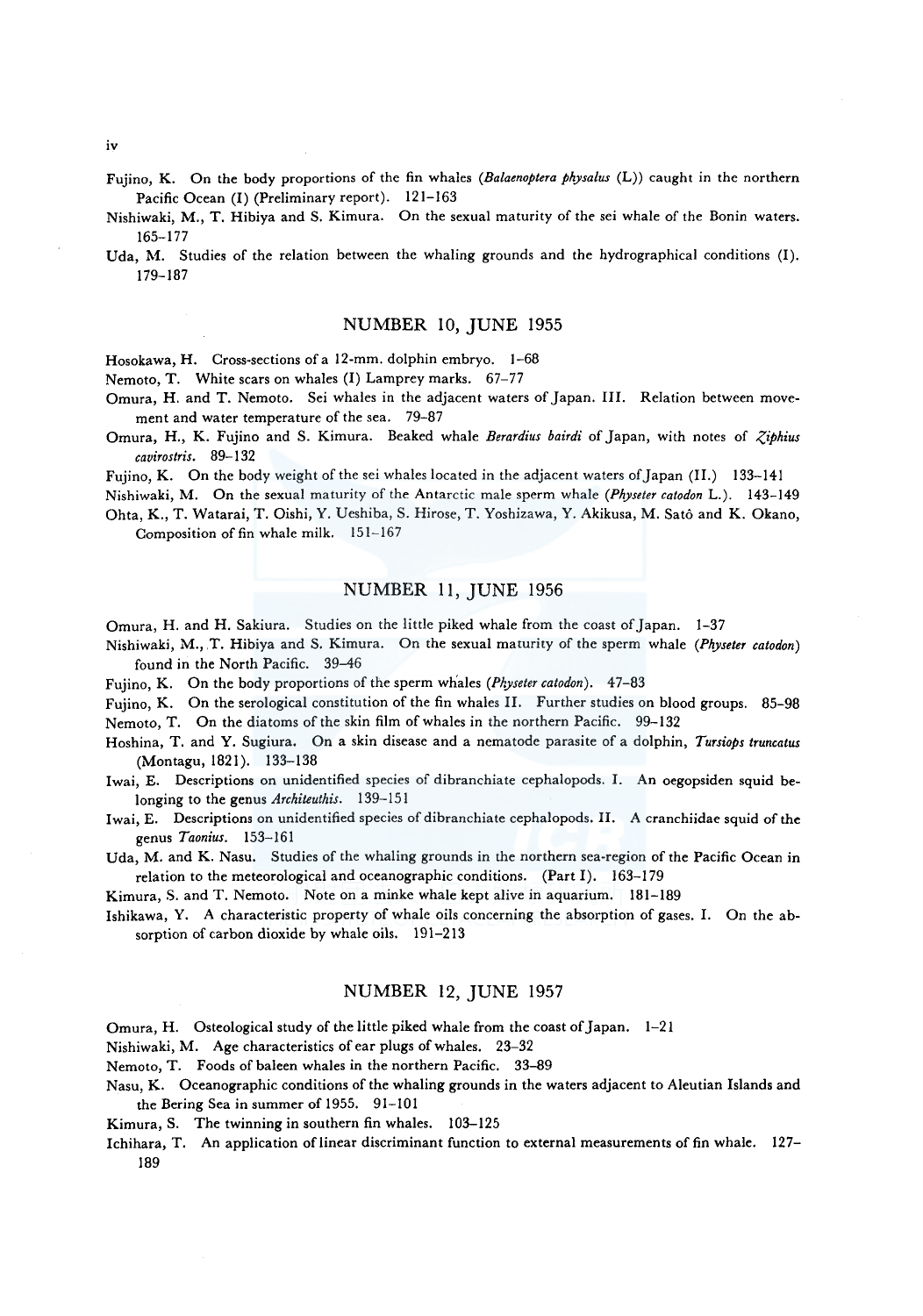Fujino, K. On the body proportions of the fin whales (*Balaenoptera physalus* (L)) caught in the northern Pacific Ocean (I) (Preliminary report). 121–163

Nishiwaki, M., T. Hibiya and S. Kimura. On the sexual maturity of the sei whale of the Bonin waters. 165–177

Uda, M. Studies of the relation between the whaling grounds and the hydrographical conditions (I). 179–187

## NUMBER 10, JUNE 1955

Hosokawa, H. Cross-sections of a 12-mm. dolphin embryo. 1–68

Nemoto, T. White scars on whales (I) Lamprey marks. 67–77

Omura, H. and T. Nemoto. Sei whales in the adjacent waters of Japan. III. Relation between movement and water temperature of the sea. 79–87

Omura, H., K. Fujino and S. Kimura. Beaked whale *Berardius bairdi* of Japan, with notes of *Ziphius cavirostris*. 89–132

Fujino, K. On the body weight of the sei whales located in the adjacent waters of Japan (II.) 133–141

Nishiwaki, M. On the sexual maturity of the Antarctic male sperm whale (*Physeter catodon* L.). 143–149

Ohta, K., T. Watarai, T. Oishi, Y. Ueshiba, S. Hirose, T. Yoshizawa, Y. Akikusa, M. Satô and K. Okano, Composition of fin whale milk. 151–167

## NUMBER 11, JUNE 1956

Omura, H. and H. Sakiura. Studies on the little piked whale from the coast of Japan. 1–37

Nishiwaki, M., T. Hibiya and S. Kimura. On the sexual maturity of the sperm whale (*Physeter catodon*) found in the North Pacific. 39–46

Fujino, K. On the body proportions of the sperm whales (*Physeter catodon*). 47–83

Fujino, K. On the serological constitution of the fin whales II. Further studies on blood groups. 85–98

Nemoto, T. On the diatoms of the skin film of whales in the northern Pacific. 99–132

Hoshina, T. and Y. Sugiura. On a skin disease and a nematode parasite of a dolphin, *Tursiops truncatus* (Montagu, 1821). 133–138

Iwai, E. Descriptions on unidentified species of dibranchiate cephalopods. I. An oegopsiden squid belonging to the genus *Architeuthis*. 139–151

Iwai, E. Descriptions on unidentified species of dibranchiate cephalopods. II. A cranchiidae squid of the genus *Taonius*. 153–161

Uda, M. and K. Nasu. Studies of the whaling grounds in the northern sea-region of the Pacific Ocean in relation to the meteorological and oceanographic conditions. (Part I). 163–179

Kimura, S. and T. Nemoto. Note on a minke whale kept alive in aquarium. 181–189

Ishikawa, Y. A characteristic property of whale oils concerning the absorption of gases. I. On the absorption of carbon dioxide by whale oils. 191–213

## NUMBER 12, JUNE 1957

Omura, H. Osteological study of the little piked whale from the coast of Japan. 1–21

Nishiwaki, M. Age characteristics of ear plugs of whales. 23–32

Nemoto, T. Foods of baleen whales in the northern Pacific. 33–89

Nasu, K. Oceanographic conditions of the whaling grounds in the waters adjacent to Aleutian Islands and the Bering Sea in summer of 1955. 91–101

Kimura, S. The twinning in southern fin whales. 103–125

Ichihara, T. An application of linear discriminant function to external measurements of fin whale. 127–189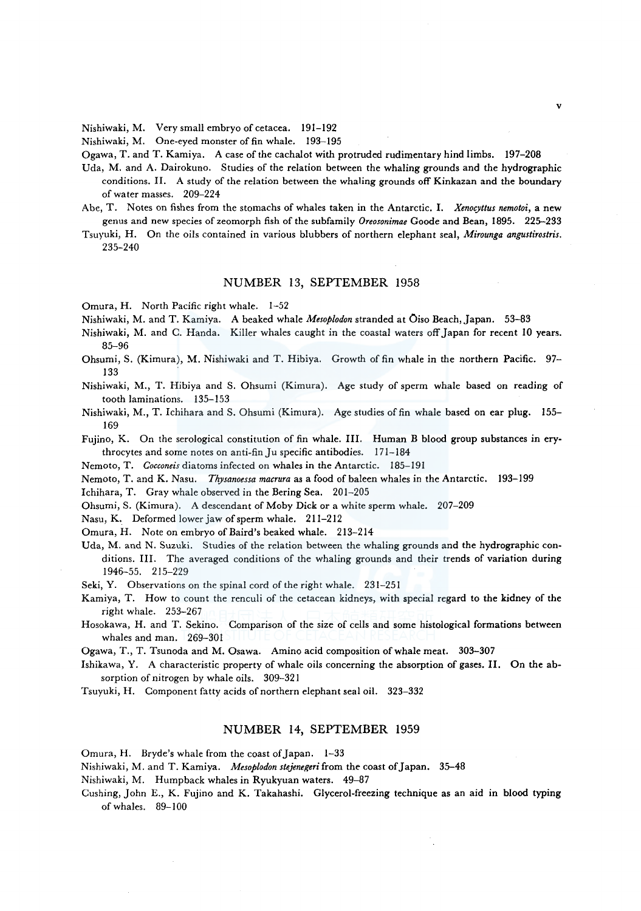Nishiwaki, M. Very small embryo of cetacea. 191–192

Nishiwaki, M. One-eyed monster of fin whale. 193–195

Ogawa, T. and T. Kamiya. A case of the cachalot with protruded rudimentary hind limbs. 197–208

Uda, M. and A. Dairokuno. Studies of the relation between the whaling grounds and the hydrographic conditions. II. A study of the relation between the whaling grounds off Kinkazan and the boundary of water masses. 209–224

Abe, T. Notes on fishes from the stomachs of whales taken in the Antarctic. I. *Xenocyttus nemotoi*, a new genus and new species of zeomorph fish of the subfamily *Oreosonimae* Goode and Bean, 1895. 225–233

Tsuyuki, H. On the oils contained in various blubbers of northern elephant seal, *Mirounga angustirostris*. 235–240

## NUMBER 13, SEPTEMBER 1958

Omura, H. North Pacific right whale. 1–52

Nishiwaki, M. and T. Kamiya. A beaked whale *Mesoplodon* stranded at Ōiso Beach, Japan. 53–83

Nishiwaki, M. and C. Handa. Killer whales caught in the coastal waters off Japan for recent 10 years. 85–96

Ohsumi, S. (Kimura), M. Nishiwaki and T. Hibiya. Growth of fin whale in the northern Pacific. 97–133

Nishiwaki, M., T. Hibiya and S. Ohsumi (Kimura). Age study of sperm whale based on reading of tooth laminations. 135–153

Nishiwaki, M., T. Ichihara and S. Ohsumi (Kimura). Age studies of fin whale based on ear plug. 155–169

Fujino, K. On the serological constitution of fin whale. III. Human B blood group substances in erythrocytes and some notes on anti-fin Ju specific antibodies. 171–184

Nemoto, T. *Cocconeis* diatoms infected on whales in the Antarctic. 185–191

Nemoto, T. and K. Nasu. *Thysanoessa macrura* as a food of baleen whales in the Antarctic. 193–199

Ichihara, T. Gray whale observed in the Bering Sea. 201–205

Ohsumi, S. (Kimura). A descendant of Moby Dick or a white sperm whale. 207–209

Nasu, K. Deformed lower jaw of sperm whale. 211–212

Omura, H. Note on embryo of Baird's beaked whale. 213–214

Uda, M. and N. Suzuki. Studies of the relation between the whaling grounds and the hydrographic conditions. III. The averaged conditions of the whaling grounds and their trends of variation during 1946–55. 215–229

Seki, Y. Observations on the spinal cord of the right whale. 231–251

Kamiya, T. How to count the renculi of the cetacean kidneys, with special regard to the kidney of the right whale. 253–267

Hosokawa, H. and T. Sekino. Comparison of the size of cells and some histological formations between whales and man. 269–301

Ogawa, T., T. Tsunoda and M. Osawa. Amino acid composition of whale meat. 303–307

Ishikawa, Y. A characteristic property of whale oils concerning the absorption of gases. II. On the absorption of nitrogen by whale oils. 309–321

Tsuyuki, H. Component fatty acids of northern elephant seal oil. 323–332

## NUMBER 14, SEPTEMBER 1959

Omura, H. Bryde's whale from the coast of Japan. 1–33

Nishiwaki, M. and T. Kamiya. *Mesoplodon stejenegeri* from the coast of Japan. 35–48

Nishiwaki, M. Humpback whales in Ryukyuan waters. 49–87

Cushing, John E., K. Fujino and K. Takahashi. Glycerol-freezing technique as an aid in blood typing of whales. 89–100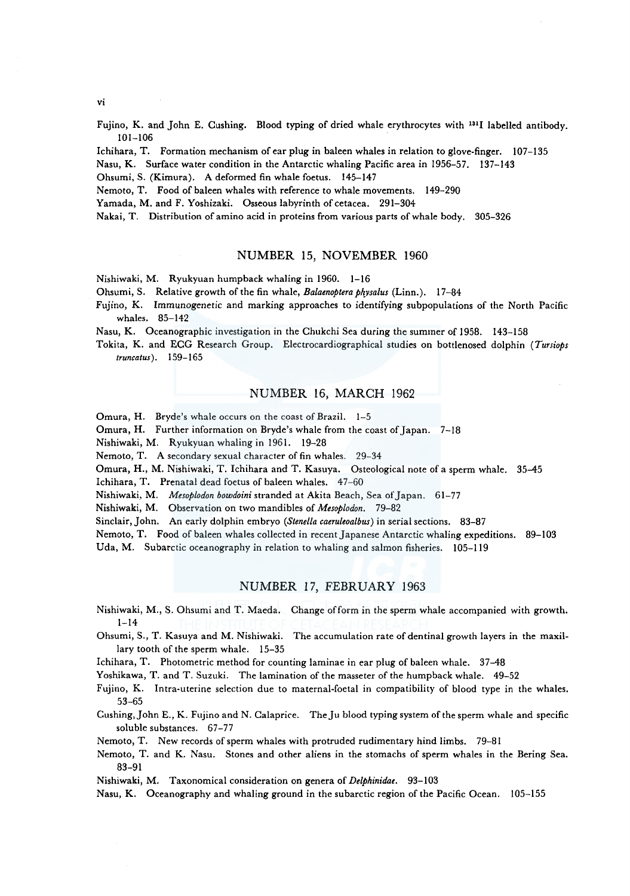Fujino, K. and John E. Cushing. Blood typing of dried whale erythrocytes with $^{131}I$ labelled antibody. 101–106

Ichihara, T. Formation mechanism of ear plug in baleen whales in relation to glove-finger. 107–135

Nasu, K. Surface water condition in the Antarctic whaling Pacific area in 1956–57. 137–143

Ohsumi, S. (Kimura). A deformed fin whale foetus. 145–147

Nemoto, T. Food of baleen whales with reference to whale movements. 149–290

Yamada, M. and F. Yoshizaki. Osseous labyrinth of cetacea. 291–304

Nakai, T. Distribution of amino acid in proteins from various parts of whale body. 305–326

## NUMBER 15, NOVEMBER 1960

Nishiwaki, M. Ryukyuan humpback whaling in 1960. 1–16

Ohsumi, S. Relative growth of the fin whale, *Balaenoptera physalus* (Linn.). 17–84

Fujino, K. Immunogenetic and marking approaches to identifying subpopulations of the North Pacific whales. 85–142

Nasu, K. Oceanographic investigation in the Chukchi Sea during the summer of 1958. 143–158

Tokita, K. and ECG Research Group. Electrocardiographical studies on bottlenosed dolphin (*Tursiops truncatus*). 159–165

## NUMBER 16, MARCH 1962

Omura, H. Bryde's whale occurs on the coast of Brazil. 1–5

Omura, H. Further information on Bryde's whale from the coast of Japan. 7–18

Nishiwaki, M. Ryukyuan whaling in 1961. 19–28

Nemoto, T. A secondary sexual character of fin whales. 29–34

Omura, H., M. Nishiwaki, T. Ichihara and T. Kasuya. Osteological note of a sperm whale. 35–45

Ichihara, T. Prenatal dead foetus of baleen whales. 47–60

Nishiwaki, M. *Mesoplodon bowdoini* stranded at Akita Beach, Sea of Japan. 61–77

Nishiwaki, M. Observation on two mandibles of *Mesoplodon*. 79–82

Sinclair, John. An early dolphin embryo (*Stenella caeruleoalbus*) in serial sections. 83–87

Nemoto, T. Food of baleen whales collected in recent Japanese Antarctic whaling expeditions. 89–103

Uda, M. Subarctic oceanography in relation to whaling and salmon fisheries. 105–119

## NUMBER 17, FEBRUARY 1963

Nishiwaki, M., S. Ohsumi and T. Maeda. Change of form in the sperm whale accompanied with growth. 1–14

Ohsumi, S., T. Kasuya and M. Nishiwaki. The accumulation rate of dentinal growth layers in the maxillary tooth of the sperm whale. 15–35

Ichihara, T. Photometric method for counting laminae in ear plug of baleen whale. 37–48

Yoshikawa, T. and T. Suzuki. The lamination of the masseter of the humpback whale. 49–52

Fujino, K. Intra-uterine selection due to maternal-foetal in compatibility of blood type in the whales. 53–65

Cushing, John E., K. Fujino and N. Calaprice. The Ju blood typing system of the sperm whale and specific soluble substances. 67–77

Nemoto, T. New records of sperm whales with protruded rudimentary hind limbs. 79–81

Nemoto, T. and K. Nasu. Stones and other aliens in the stomachs of sperm whales in the Bering Sea. 83–91

Nishiwaki, M. Taxonomical consideration on genera of *Delphinidae*. 93–103

Nasu, K. Oceanography and whaling ground in the subarctic region of the Pacific Ocean. 105–155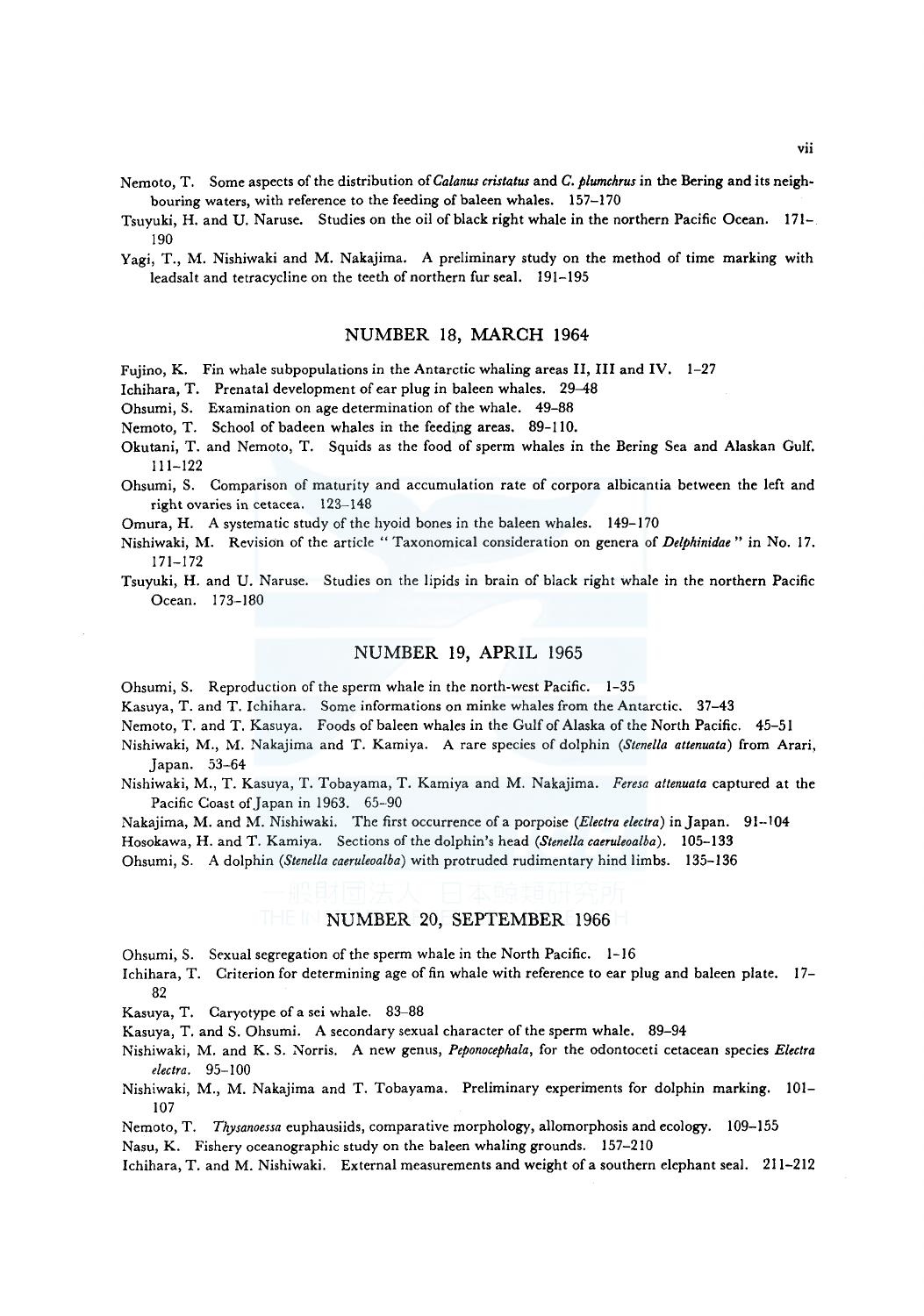Nemoto, T. Some aspects of the distribution of *Calanus cristatus* and *C. plumchrus* in the Bering and its neighbouring waters, with reference to the feeding of baleen whales. 157–170

Tsuyuki, H. and U. Naruse. Studies on the oil of black right whale in the northern Pacific Ocean. 171–190

Yagi, T., M. Nishiwaki and M. Nakajima. A preliminary study on the method of time marking with leadsalt and tetracycline on the teeth of northern fur seal. 191–195

## NUMBER 18, MARCH 1964

Fujino, K. Fin whale subpopulations in the Antarctic whaling areas II, III and IV. 1–27

Ichihara, T. Prenatal development of ear plug in baleen whales. 29–48

Ohsumi, S. Examination on age determination of the whale. 49–88

Nemoto, T. School of badeen whales in the feeding areas. 89–110.

Okutani, T. and Nemoto, T. Squids as the food of sperm whales in the Bering Sea and Alaskan Gulf. 111–122

Ohsumi, S. Comparison of maturity and accumulation rate of corpora albicantia between the left and right ovaries in cetacea. 123–148

Omura, H. A systematic study of the hyoid bones in the baleen whales. 149–170

Nishiwaki, M. Revision of the article " Taxonomical consideration on genera of *Delphinidae* " in No. 17. 171–172

Tsuyuki, H. and U. Naruse. Studies on the lipids in brain of black right whale in the northern Pacific Ocean. 173–180

## NUMBER 19, APRIL 1965

Ohsumi, S. Reproduction of the sperm whale in the north-west Pacific. 1–35

Kasuya, T. and T. Ichihara. Some informations on minke whales from the Antarctic. 37–43

Nemoto, T. and T. Kasuya. Foods of baleen whales in the Gulf of Alaska of the North Pacific. 45–51

Nishiwaki, M., M. Nakajima and T. Kamiya. A rare species of dolphin (*Stenella attenuata*) from Arari, Japan. 53–64

Nishiwaki, M., T. Kasuya, T. Tobayama, T. Kamiya and M. Nakajima. *Feresa attenuata* captured at the Pacific Coast of Japan in 1963. 65–90

Nakajima, M. and M. Nishiwaki. The first occurrence of a porpoise (*Electra electra*) in Japan. 91–104

Hosokawa, H. and T. Kamiya. Sections of the dolphin's head (*Stenella caeruleoalba*). 105–133

Ohsumi, S. A dolphin (*Stenella caeruleoalba*) with protruded rudimentary hind limbs. 135–136

## NUMBER 20, SEPTEMBER 1966

Ohsumi, S. Sexual segregation of the sperm whale in the North Pacific. 1–16

Ichihara, T. Criterion for determining age of fin whale with reference to ear plug and baleen plate. 17–82

Kasuya, T. Caryotype of a sei whale. 83–88

Kasuya, T. and S. Ohsumi. A secondary sexual character of the sperm whale. 89–94

Nishiwaki, M. and K. S. Norris. A new genus, *Peponocephala*, for the odontoceti cetacean species *Electra electra*. 95–100

Nishiwaki, M., M. Nakajima and T. Tobayama. Preliminary experiments for dolphin marking. 101–107

Nemoto, T. *Thysanoessa* euphausiids, comparative morphology, allomorphosis and ecology. 109–155

Nasu, K. Fishery oceanographic study on the baleen whaling grounds. 157–210

Ichihara, T. and M. Nishiwaki. External measurements and weight of a southern elephant seal. 211–212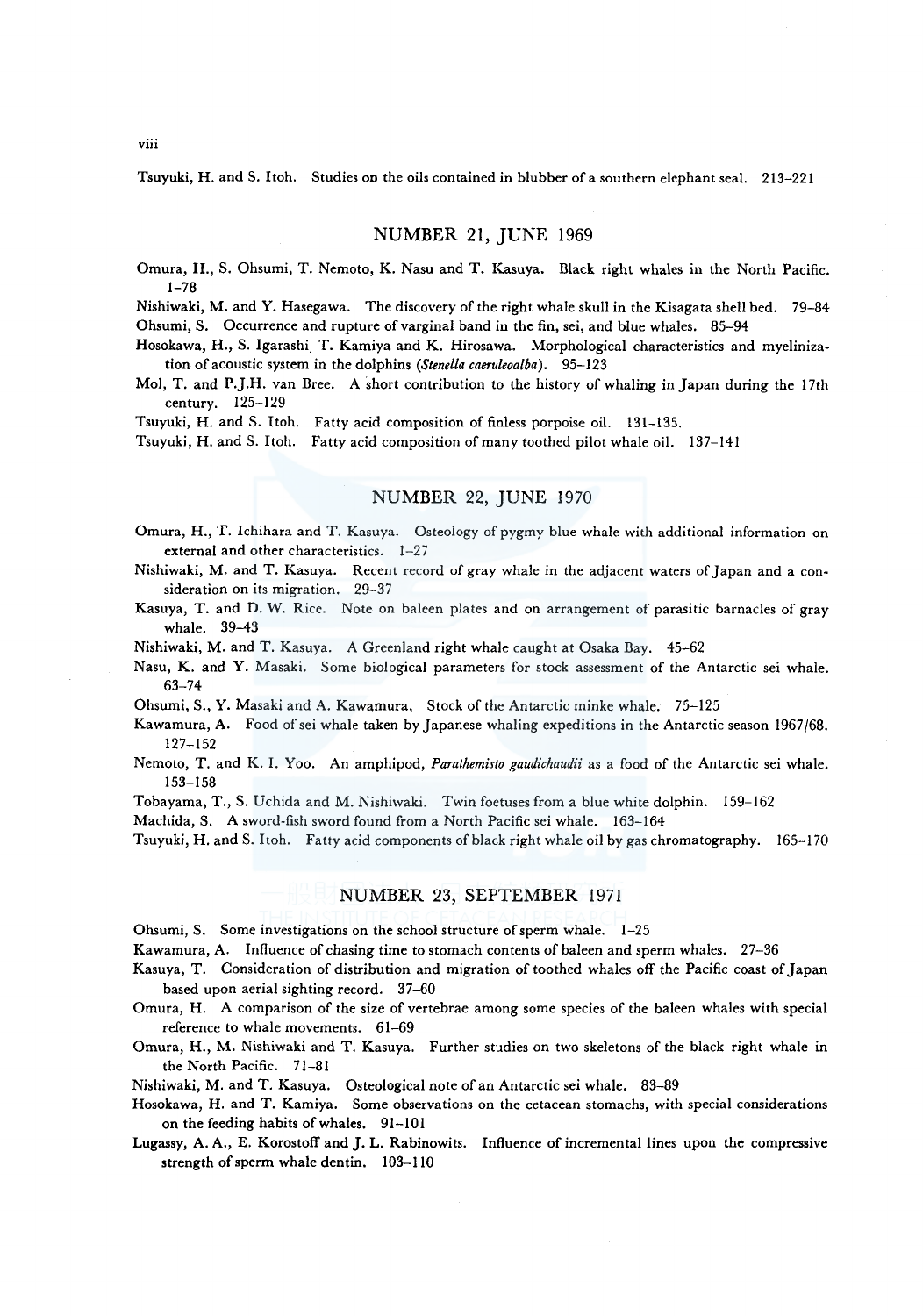Tsuyuki, H. and S. Itoh. Studies on the oils contained in blubber of a southern elephant seal. 213–221

## NUMBER 21, JUNE 1969

Omura, H., S. Ohsumi, T. Nemoto, K. Nasu and T. Kasuya. Black right whales in the North Pacific. 1–78

Nishiwaki, M. and Y. Hasegawa. The discovery of the right whale skull in the Kisagata shell bed. 79–84

Ohsumi, S. Occurrence and rupture of varginal band in the fin, sei, and blue whales. 85–94

Hosokawa, H., S. Igarashi, T. Kamiya and K. Hirosawa. Morphological characteristics and myelinization of acoustic system in the dolphins (*Stenella caeruleoalba*). 95–123

Mol, T. and P.J.H. van Bree. A short contribution to the history of whaling in Japan during the 17th century. 125–129

Tsuyuki, H. and S. Itoh. Fatty acid composition of finless porpoise oil. 131–135.

Tsuyuki, H. and S. Itoh. Fatty acid composition of many toothed pilot whale oil. 137–141

## NUMBER 22, JUNE 1970

Omura, H., T. Ichihara and T. Kasuya. Osteology of pygmy blue whale with additional information on external and other characteristics. 1–27

Nishiwaki, M. and T. Kasuya. Recent record of gray whale in the adjacent waters of Japan and a consideration on its migration. 29–37

Kasuya, T. and D. W. Rice. Note on baleen plates and on arrangement of parasitic barnacles of gray whale. 39–43

Nishiwaki, M. and T. Kasuya. A Greenland right whale caught at Osaka Bay. 45–62

Nasu, K. and Y. Masaki. Some biological parameters for stock assessment of the Antarctic sei whale. 63–74

Ohsumi, S., Y. Masaki and A. Kawamura, Stock of the Antarctic minke whale. 75–125

Kawamura, A. Food of sei whale taken by Japanese whaling expeditions in the Antarctic season 1967/68. 127–152

Nemoto, T. and K. I. Yoo. An amphipod, *Parathemisto gaudichaudii* as a food of the Antarctic sei whale. 153–158

Tobayama, T., S. Uchida and M. Nishiwaki. Twin foetuses from a blue white dolphin. 159–162

Machida, S. A sword-fish sword found from a North Pacific sei whale. 163–164

Tsuyuki, H. and S. Itoh. Fatty acid components of black right whale oil by gas chromatography. 165–170

## NUMBER 23, SEPTEMBER 1971

Ohsumi, S. Some investigations on the school structure of sperm whale. 1–25

Kawamura, A. Influence of chasing time to stomach contents of baleen and sperm whales. 27–36

Kasuya, T. Consideration of distribution and migration of toothed whales off the Pacific coast of Japan based upon aerial sighting record. 37–60

Omura, H. A comparison of the size of vertebrae among some species of the baleen whales with special reference to whale movements. 61–69

Omura, H., M. Nishiwaki and T. Kasuya. Further studies on two skeletons of the black right whale in the North Pacific. 71–81

Nishiwaki, M. and T. Kasuya. Osteological note of an Antarctic sei whale. 83–89

Hosokawa, H. and T. Kamiya. Some observations on the cetacean stomachs, with special considerations on the feeding habits of whales. 91–101

Lugassy, A. A., E. Korostoff and J. L. Rabinowits. Influence of incremental lines upon the compressive strength of sperm whale dentin. 103–110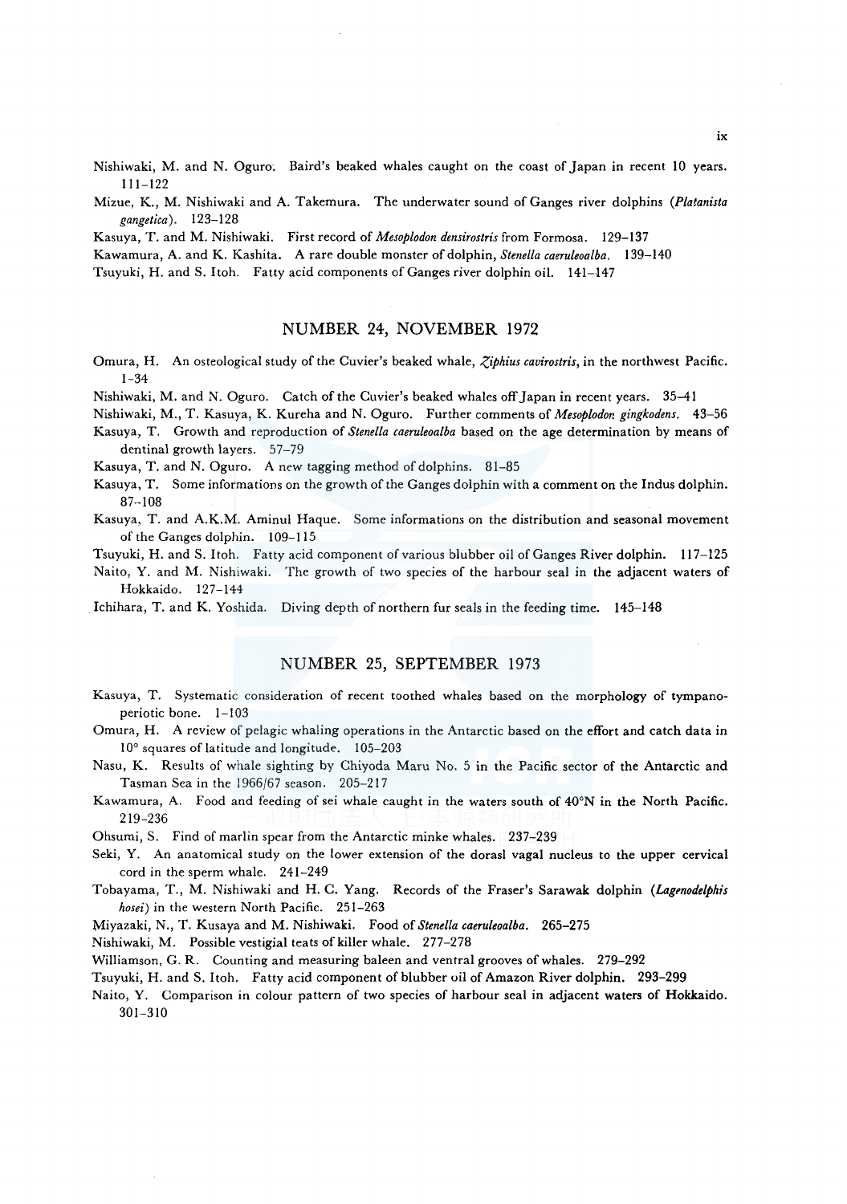Nishiwaki, M. and N. Oguro. Baird's beaked whales caught on the coast of Japan in recent 10 years. 111–122

Mizue, K., M. Nishiwaki and A. Takemura. The underwater sound of Ganges river dolphins (*Platanista gangetica*). 123–128

Kasuya, T. and M. Nishiwaki. First record of *Mesoplodon densirostris* from Formosa. 129–137

Kawamura, A. and K. Kashita. A rare double monster of dolphin, *Stenella caeruleoalba*. 139–140

Tsuyuki, H. and S. Itoh. Fatty acid components of Ganges river dolphin oil. 141–147

## NUMBER 24, NOVEMBER 1972

Omura, H. An osteological study of the Cuvier's beaked whale, *Ziphius cavirostris*, in the northwest Pacific. 1–34

Nishiwaki, M. and N. Oguro. Catch of the Cuvier's beaked whales off Japan in recent years. 35–41

Nishiwaki, M., T. Kasuya, K. Kureha and N. Oguro. Further comments of *Mesoplodon gingkodens*. 43–56

Kasuya, T. Growth and reproduction of *Stenella caeruleoalba* based on the age determination by means of dentinal growth layers. 57–79

Kasuya, T. and N. Oguro. A new tagging method of dolphins. 81–85

Kasuya, T. Some informations on the growth of the Ganges dolphin with a comment on the Indus dolphin. 87–108

Kasuya, T. and A.K.M. Aminul Haque. Some informations on the distribution and seasonal movement of the Ganges dolphin. 109–115

Tsuyuki, H. and S. Itoh. Fatty acid component of various blubber oil of Ganges River dolphin. 117–125

Naito, Y. and M. Nishiwaki. The growth of two species of the harbour seal in the adjacent waters of Hokkaido. 127–144

Ichihara, T. and K. Yoshida. Diving depth of northern fur seals in the feeding time. 145–148

## NUMBER 25, SEPTEMBER 1973

Kasuya, T. Systematic consideration of recent toothed whales based on the morphology of tympano-periotic bone. 1–103

Omura, H. A review of pelagic whaling operations in the Antarctic based on the effort and catch data in 10° squares of latitude and longitude. 105–203

Nasu, K. Results of whale sighting by Chiyoda Maru No. 5 in the Pacific sector of the Antarctic and Tasman Sea in the 1966/67 season. 205–217

Kawamura, A. Food and feeding of sei whale caught in the waters south of 40°N in the North Pacific. 219–236

Ohsumi, S. Find of marlin spear from the Antarctic minke whales. 237–239

Seki, Y. An anatomical study on the lower extension of the dorasl vagal nucleus to the upper cervical cord in the sperm whale. 241–249

Tobayama, T., M. Nishiwaki and H. C. Yang. Records of the Fraser's Sarawak dolphin (*Lagenodelphis hosei*) in the western North Pacific. 251–263

Miyazaki, N., T. Kusaya and M. Nishiwaki. Food of *Stenella caeruleoalba*. 265–275

Nishiwaki, M. Possible vestigial teats of killer whale. 277–278

Williamson, G. R. Counting and measuring baleen and ventral grooves of whales. 279–292

Tsuyuki, H. and S. Itoh. Fatty acid component of blubber oil of Amazon River dolphin. 293–299

Naito, Y. Comparison in colour pattern of two species of harbour seal in adjacent waters of Hokkaido. 301–310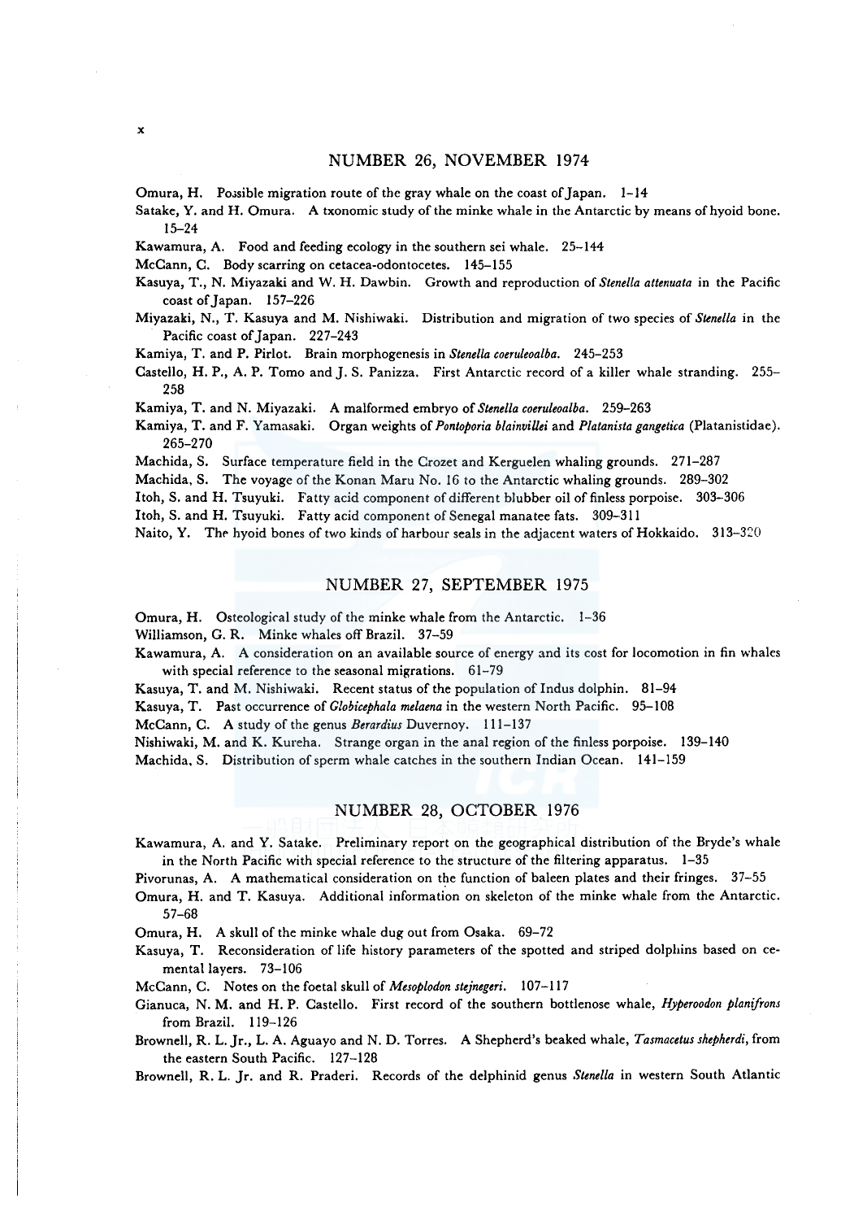## NUMBER 26, NOVEMBER 1974

Omura, H. Possible migration route of the gray whale on the coast of Japan. 1–14

Satake, Y. and H. Omura. A txonomic study of the minke whale in the Antarctic by means of hyoid bone. 15–24

Kawamura, A. Food and feeding ecology in the southern sei whale. 25–144

McCann, C. Body scarring on cetacea-odontocetes. 145–155

Kasuya, T., N. Miyazaki and W. H. Dawbin. Growth and reproduction of *Stenella attenuata* in the Pacific coast of Japan. 157–226

Miyazaki, N., T. Kasuya and M. Nishiwaki. Distribution and migration of two species of *Stenella* in the Pacific coast of Japan. 227–243

Kamiya, T. and P. Pirlot. Brain morphogenesis in *Stenella coeruleoalba*. 245–253

Castello, H. P., A. P. Tomo and J. S. Panizza. First Antarctic record of a killer whale stranding. 255–258

Kamiya, T. and N. Miyazaki. A malformed embryo of *Stenella coeruleoalba*. 259–263

Kamiya, T. and F. Yamasaki. Organ weights of *Pontoporia blainvillei* and *Platanista gangetica* (Platanistidae). 265–270

Machida, S. Surface temperature field in the Crozet and Kerguelen whaling grounds. 271–287

Machida, S. The voyage of the Konan Maru No. 16 to the Antarctic whaling grounds. 289–302

Itoh, S. and H. Tsuyuki. Fatty acid component of different blubber oil of finless porpoise. 303–306

Itoh, S. and H. Tsuyuki. Fatty acid component of Senegal manatee fats. 309–311

Naito, Y. The hyoid bones of two kinds of harbour seals in the adjacent waters of Hokkaido. 313–320

## NUMBER 27, SEPTEMBER 1975

Omura, H. Osteological study of the minke whale from the Antarctic. 1–36

Williamson, G. R. Minke whales off Brazil. 37–59

Kawamura, A. A consideration on an available source of energy and its cost for locomotion in fin whales with special reference to the seasonal migrations. 61–79

Kasuya, T. and M. Nishiwaki. Recent status of the population of Indus dolphin. 81–94

Kasuya, T. Past occurrence of *Globicephala melaena* in the western North Pacific. 95–108

McCann, C. A study of the genus *Berardius* Duvernoy. 111–137

Nishiwaki, M. and K. Kureha. Strange organ in the anal region of the finless porpoise. 139–140

Machida, S. Distribution of sperm whale catches in the southern Indian Ocean. 141–159

## NUMBER 28, OCTOBER 1976

Kawamura, A. and Y. Satake. Preliminary report on the geographical distribution of the Bryde's whale in the North Pacific with special reference to the structure of the filtering apparatus. 1–35

Pivorunas, A. A mathematical consideration on the function of baleen plates and their fringes. 37–55

Omura, H. and T. Kasuya. Additional information on skeleton of the minke whale from the Antarctic. 57–68

Omura, H. A skull of the minke whale dug out from Osaka. 69–72

Kasuya, T. Reconsideration of life history parameters of the spotted and striped dolphins based on cemental layers. 73–106

McCann, C. Notes on the foetal skull of *Mesoplodon stejnegeri*. 107–117

Gianuca, N. M. and H. P. Castello. First record of the southern bottlenose whale, *Hyperoodon planifrons* from Brazil. 119–126

Brownell, R. L. Jr., L. A. Aguayo and N. D. Torres. A Shepherd's beaked whale, *Tasmacetus shepherdi*, from the eastern South Pacific. 127–128

Brownell, R. L. Jr. and R. Praderi. Records of the delphinid genus *Stenella* in western South Atlantic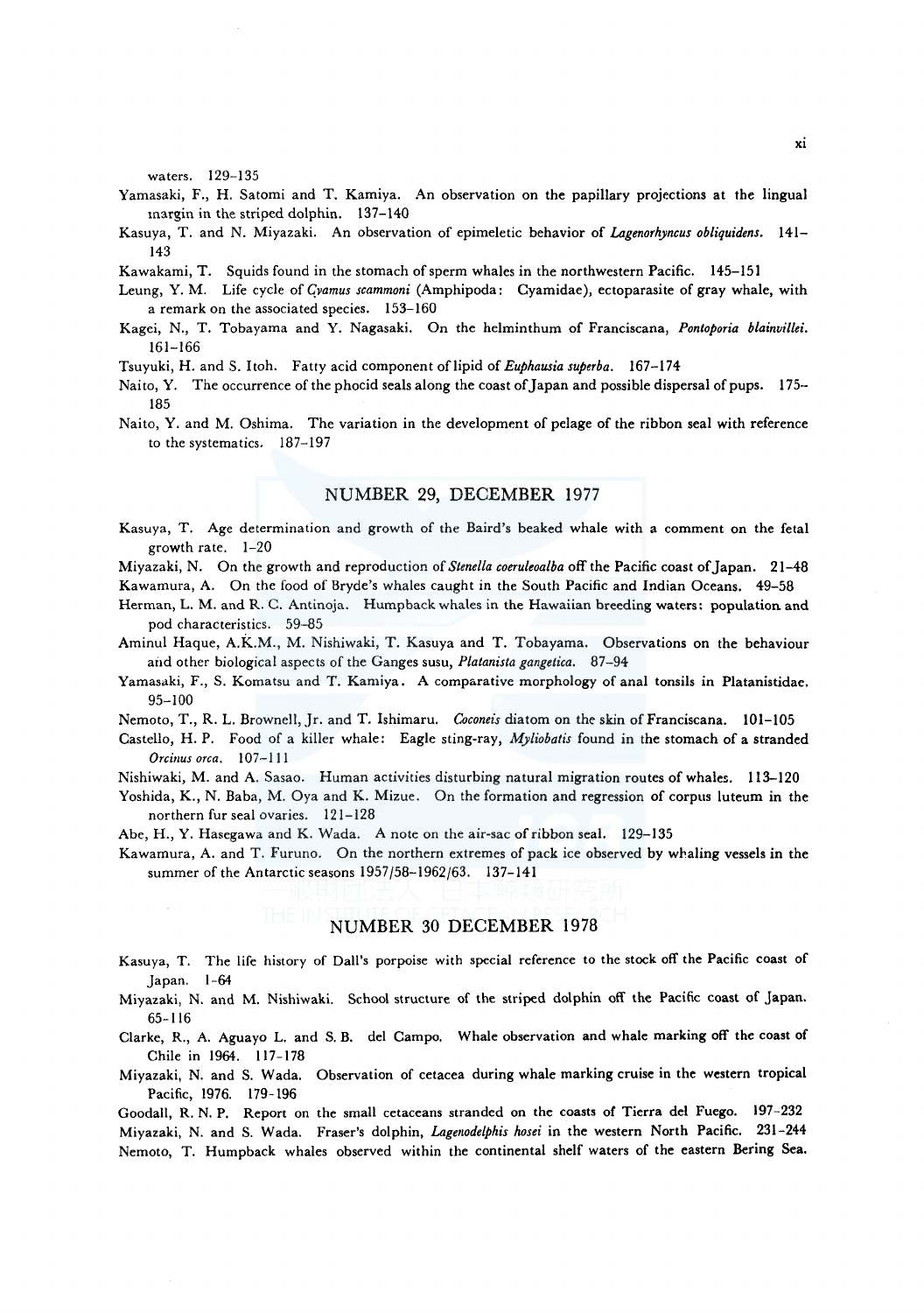waters. 129–135

Yamasaki, F., H. Satomi and T. Kamiya. An observation on the papillary projections at the lingual margin in the striped dolphin. 137–140

Kasuya, T. and N. Miyazaki. An observation of epimeletic behavior of *Lagenorhyncus obliquidens*. 141–143

Kawakami, T. Squids found in the stomach of sperm whales in the northwestern Pacific. 145–151

Leung, Y. M. Life cycle of *Cyamus scammoni* (Amphipoda: Cyamidae), ectoparasite of gray whale, with a remark on the associated species. 153–160

Kagei, N., T. Tobayama and Y. Nagasaki. On the helminthum of Franciscana, *Pontoporia blainvillei*. 161–166

Tsuyuki, H. and S. Itoh. Fatty acid component of lipid of *Euphausia superba*. 167–174

Naito, Y. The occurrence of the phocid seals along the coast of Japan and possible dispersal of pups. 175–185

Naito, Y. and M. Oshima. The variation in the development of pelage of the ribbon seal with reference to the systematics. 187–197

## NUMBER 29, DECEMBER 1977

Kasuya, T. Age determination and growth of the Baird's beaked whale with a comment on the fetal growth rate. 1–20

Miyazaki, N. On the growth and reproduction of *Stenella coeruleoalba* off the Pacific coast of Japan. 21–48

Kawamura, A. On the food of Bryde's whales caught in the South Pacific and Indian Oceans. 49–58

Herman, L. M. and R. C. Antinoja. Humpback whales in the Hawaiian breeding waters: population and pod characteristics. 59–85

Aminul Haque, A.K.M., M. Nishiwaki, T. Kasuya and T. Tobayama. Observations on the behaviour and other biological aspects of the Ganges susu, *Platanista gangetica*. 87–94

Yamasaki, F., S. Komatsu and T. Kamiya. A comparative morphology of anal tonsils in Platanistidae. 95–100

Nemoto, T., R. L. Brownell, Jr. and T. Ishimaru. *Coconeis* diatom on the skin of Franciscana. 101–105

Castello, H. P. Food of a killer whale: Eagle sting-ray, *Myliobatis* found in the stomach of a stranded *Orcinus orca*. 107–111

Nishiwaki, M. and A. Sasao. Human activities disturbing natural migration routes of whales. 113–120

Yoshida, K., N. Baba, M. Oya and K. Mizue. On the formation and regression of corpus luteum in the northern fur seal ovaries. 121–128

Abe, H., Y. Hasegawa and K. Wada. A note on the air-sac of ribbon seal. 129–135

Kawamura, A. and T. Furuno. On the northern extremes of pack ice observed by whaling vessels in the summer of the Antarctic seasons 1957/58–1962/63. 137–141

## NUMBER 30 DECEMBER 1978

Kasuya, T. The life history of Dall's porpoise with special reference to the stock off the Pacific coast of Japan. 1–64

Miyazaki, N. and M. Nishiwaki. School structure of the striped dolphin off the Pacific coast of Japan. 65–116

Clarke, R., A. Aguayo L. and S. B. del Campo. Whale observation and whale marking off the coast of Chile in 1964. 117–178

Miyazaki, N. and S. Wada. Observation of cetacea during whale marking cruise in the western tropical Pacific, 1976. 179–196

Goodall, R. N. P. Report on the small cetaceans stranded on the coasts of Tierra del Fuego. 197–232

Miyazaki, N. and S. Wada. Fraser's dolphin, *Lagenodelphis hosei* in the western North Pacific. 231–244

Nemoto, T. Humpback whales observed within the continental shelf waters of the eastern Bering Sea.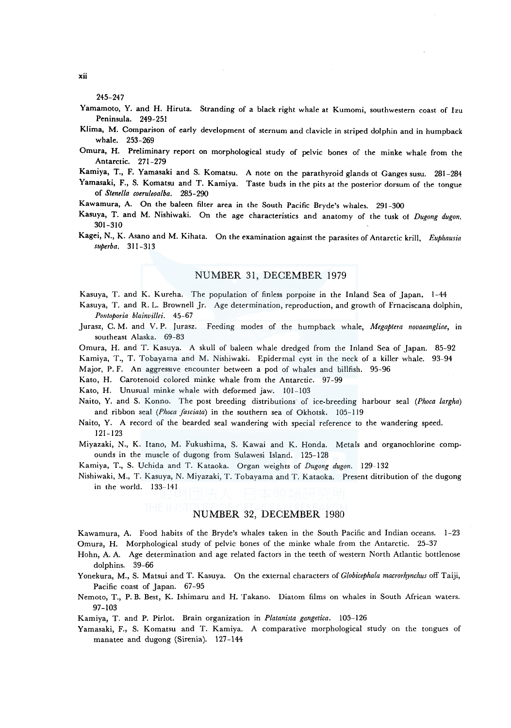245-247

Yamamoto, Y. and H. Hiruta. Stranding of a black right whale at Kumomi, southwestern coast of Izu Peninsula. 249-251

Klima, M. Comparison of early development of sternum and clavicle in striped dolphin and in humpback whale. 253-269

Omura, H. Preliminary report on morphological study of pelvic bones of the minke whale from the Antarctic. 271-279

Kamiya, T., F. Yamasaki and S. Komatsu. A note on the parathyroid glands ot Ganges susu. 281-284

Yamasaki, F., S. Komatsu and T. Kamiya. Taste buds in the pits at the posterior dorsum of the tongue of *Stenella coeruleoalba*. 285-290

Kawamura, A. On the baleen filter area in the South Pacific Bryde's whales. 291-300

Kasuya, T. and M. Nishiwaki. On the age characteristics and anatomy of the tusk ot *Dugong dugon*. 301-310

Kagei, N., K. Asano and M. Kihata. On the examination against the parasites of Antarctic krill, *Euphausia superba*. 311-313

## NUMBER 31, DECEMBER 1979

Kasuya, T. and K. Kureha. The population of finless porpoise in the Inland Sea of Japan. 1-44

Kasuya, T. and R. L. Brownell Jr. Age determination, reproduction, and growth of Frnaciscana dolphin, *Pontoporia blainvillei*. 45-67

Jurasz, C. M. and V. P. Jurasz. Feeding modes of the humpback whale, *Megaptera novaeangliae*, in southeast Alaska. 69-83

Omura, H. and T. Kasuya. A skull of baleen whale dredged from the Inland Sea of Japan. 85-92

Kamiya, T., T. Tobayama and M. Nishiwaki. Epidermal cyst in the neck of a killer whale. 93-94

Major, P. F. An aggressive encounter between a pod of whales and billfish. 95-96

Kato, H. Carotenoid colored minke whale from the Antarctic. 97-99

Kato, H. Unusual minke whale with deformed jaw. 101-103

Naito, Y. and S. Konno. The post breeding distributions of ice-breeding harbour seal (*Phoca largha*) and ribbon seal (*Phoca fasciata*) in the southern sea of Okhotsk. 105-119

Naito, Y. A record of the bearded seal wandering with special reference to the wandering speed. 121-123

Miyazaki, N., K. Itano, M. Fukushima, S. Kawai and K. Honda. Metals and organochlorine compounds in the muscle of dugong from Sulawesi Island. 125-128

Kamiya, T., S. Uchida and T. Kataoka. Organ weights of *Dugong dugon*. 129-132

Nishiwaki, M., T. Kasuya, N. Miyazaki, T. Tobayama and T. Kataoka. Present ditribution of the dugong in the world. 133-141

## NUMBER 32, DECEMBER 1980

Kawamura, A. Food habits of the Bryde's whales taken in the South Pacific and Indian oceans. 1-23

Omura, H. Morphological study of pelvic bones of the minke whale from the Antarctic. 25-37

Hohn, A. A. Age determination and age related factors in the teeth of western North Atlantic bottlenose dolphins. 39-66

Yonekura, M., S. Matsui and T. Kasuya. On the external characters of *Globicephala macrorhynchus* off Taiji, Pacific coast of Japan. 67-95

Nemoto, T., P. B. Best, K. Ishimaru and H. Takano. Diatom films on whales in South African waters. 97-103

Kamiya, T. and P. Pirlot. Brain organization in *Platanista gangetica*. 105-126

Yamasaki, F., S. Komatsu and T. Kamiya. A comparative morphological study on the tongues of manatee and dugong (Sirenia). 127-144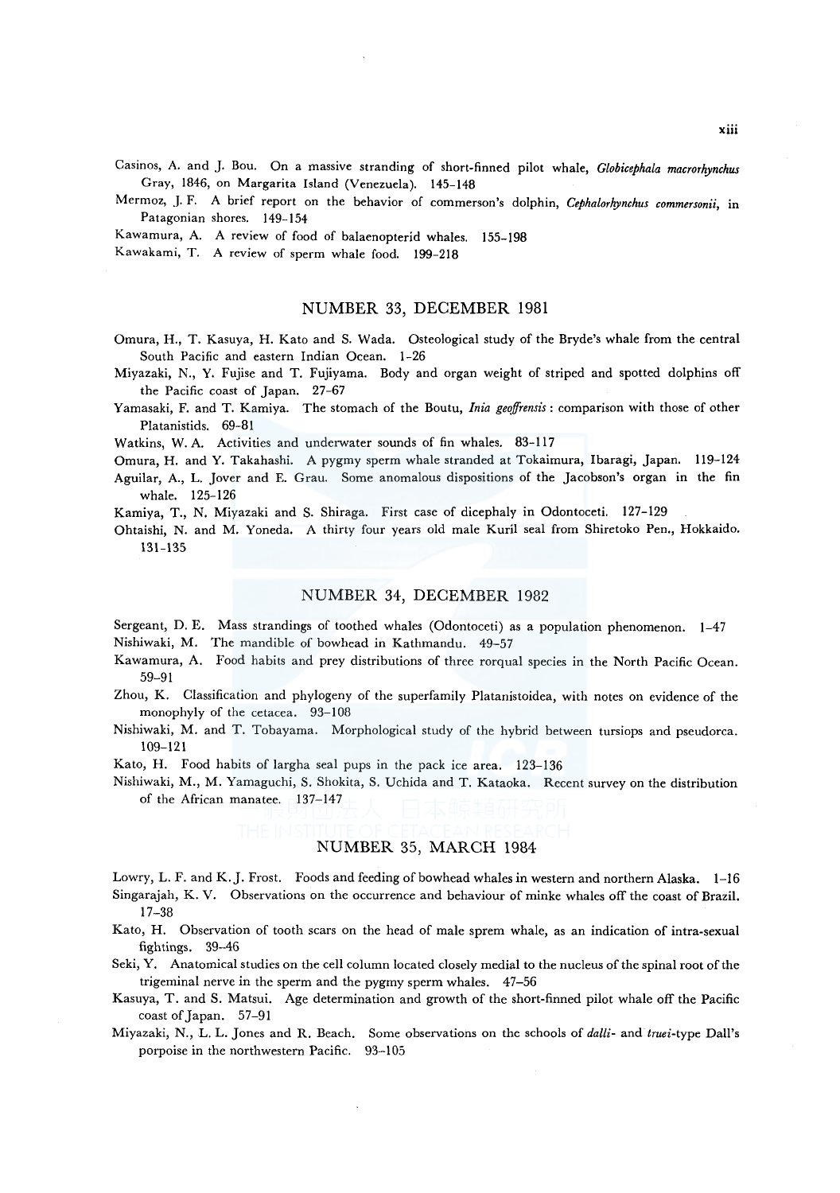Casinos, A. and J. Bou. On a massive stranding of short-finned pilot whale, *Globicephala macrorhynchus* Gray, 1846, on Margarita Island (Venezuela). 145–148

Mermoz, J. F. A brief report on the behavior of commerson's dolphin, *Cephalorhynchus commersonii*, in Patagonian shores. 149–154

Kawamura, A. A review of food of balaenopterid whales. 155–198

Kawakami, T. A review of sperm whale food. 199–218

## NUMBER 33, DECEMBER 1981

Omura, H., T. Kasuya, H. Kato and S. Wada. Osteological study of the Bryde's whale from the central South Pacific and eastern Indian Ocean. 1–26

Miyazaki, N., Y. Fujise and T. Fujiyama. Body and organ weight of striped and spotted dolphins off the Pacific coast of Japan. 27–67

Yamasaki, F. and T. Kamiya. The stomach of the Boutu, *Inia geoffrensis*: comparison with those of other Platanistids. 69–81

Watkins, W. A. Activities and underwater sounds of fin whales. 83–117

Omura, H. and Y. Takahashi. A pygmy sperm whale stranded at Tokaimura, Ibaragi, Japan. 119–124

Aguilar, A., L. Jover and E. Grau. Some anomalous dispositions of the Jacobson's organ in the fin whale. 125–126

Kamiya, T., N. Miyazaki and S. Shiraga. First case of dicephaly in Odontoceti. 127–129

Ohtaishi, N. and M. Yoneda. A thirty four years old male Kuril seal from Shiretoko Pen., Hokkaido. 131–135

## NUMBER 34, DECEMBER 1982

Sergeant, D. E. Mass strandings of toothed whales (Odontoceti) as a population phenomenon. 1–47

Nishiwaki, M. The mandible of bowhead in Kathmandu. 49–57

Kawamura, A. Food habits and prey distributions of three rorqual species in the North Pacific Ocean. 59–91

Zhou, K. Classification and phylogeny of the superfamily Platanistoidea, with notes on evidence of the monophyly of the cetacea. 93–108

Nishiwaki, M. and T. Tobayama. Morphological study of the hybrid between tursiops and pseudorca. 109–121

Kato, H. Food habits of largha seal pups in the pack ice area. 123–136

Nishiwaki, M., M. Yamaguchi, S. Shokita, S. Uchida and T. Kataoka. Recent survey on the distribution of the African manatee. 137–147

## NUMBER 35, MARCH 1984

Lowry, L. F. and K. J. Frost. Foods and feeding of bowhead whales in western and northern Alaska. 1–16

Singarajah, K. V. Observations on the occurrence and behaviour of minke whales off the coast of Brazil. 17–38

Kato, H. Observation of tooth scars on the head of male sprem whale, as an indication of intra-sexual fightings. 39–46

Seki, Y. Anatomical studies on the cell column located closely medial to the nucleus of the spinal root of the trigeminal nerve in the sperm and the pygmy sperm whales. 47–56

Kasuya, T. and S. Matsui. Age determination and growth of the short-finned pilot whale off the Pacific coast of Japan. 57–91

Miyazaki, N., L. L. Jones and R. Beach. Some observations on the schools of *dalli*- and *truei*-type Dall's porpoise in the northwestern Pacific. 93–105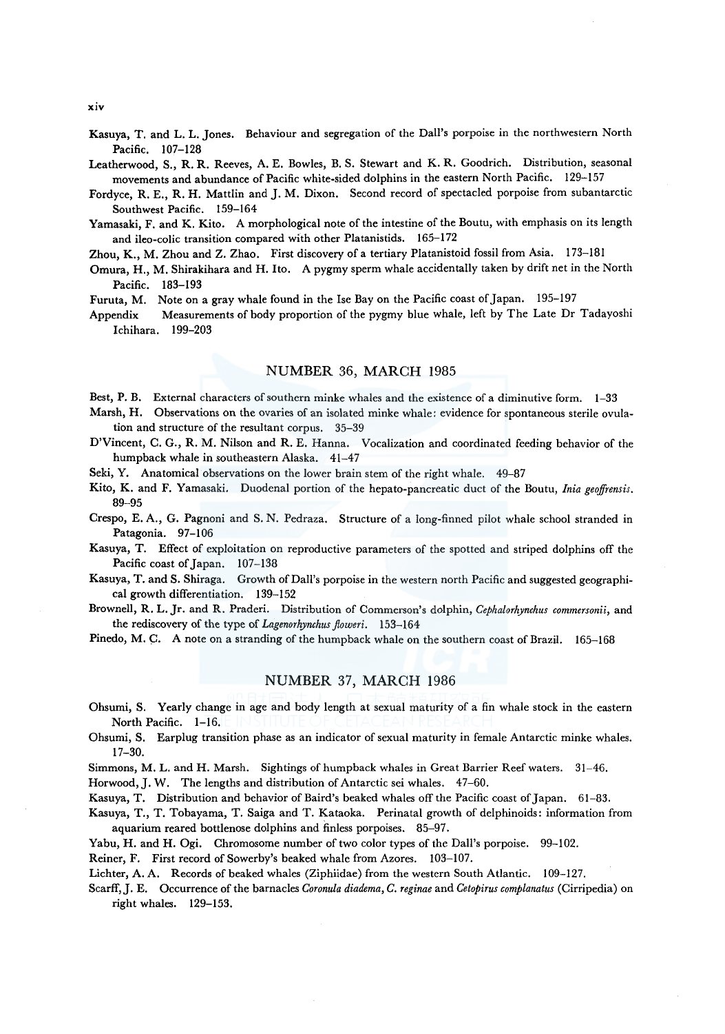Kasuya, T. and L. L. Jones. Behaviour and segregation of the Dall's porpoise in the northwestern North Pacific. 107–128

Leatherwood, S., R. R. Reeves, A. E. Bowles, B. S. Stewart and K. R. Goodrich. Distribution, seasonal movements and abundance of Pacific white-sided dolphins in the eastern North Pacific. 129–157

Fordyce, R. E., R. H. Mattlin and J. M. Dixon. Second record of spectacled porpoise from subantarctic Southwest Pacific. 159–164

Yamasaki, F. and K. Kito. A morphological note of the intestine of the Boutu, with emphasis on its length and ileo-colic transition compared with other Platanistids. 165–172

Zhou, K., M. Zhou and Z. Zhao. First discovery of a tertiary Platanistoid fossil from Asia. 173–181

Omura, H., M. Shirakihara and H. Ito. A pygmy sperm whale accidentally taken by drift net in the North Pacific. 183–193

Furuta, M. Note on a gray whale found in the Ise Bay on the Pacific coast of Japan. 195–197

Appendix Measurements of body proportion of the pygmy blue whale, left by The Late Dr Tadayoshi Ichihara. 199–203

## NUMBER 36, MARCH 1985

Best, P. B. External characters of southern minke whales and the existence of a diminutive form. 1–33

Marsh, H. Observations on the ovaries of an isolated minke whale: evidence for spontaneous sterile ovulation and structure of the resultant corpus. 35–39

D'Vincent, C. G., R. M. Nilson and R. E. Hanna. Vocalization and coordinated feeding behavior of the humpback whale in southeastern Alaska. 41–47

Seki, Y. Anatomical observations on the lower brain stem of the right whale. 49–87

Kito, K. and F. Yamasaki. Duodenal portion of the hepato-pancreatic duct of the Boutu, *Inia geoffrensis*. 89–95

Crespo, E. A., G. Pagnoni and S. N. Pedraza. Structure of a long-finned pilot whale school stranded in Patagonia. 97–106

Kasuya, T. Effect of exploitation on reproductive parameters of the spotted and striped dolphins off the Pacific coast of Japan. 107–138

Kasuya, T. and S. Shiraga. Growth of Dall's porpoise in the western north Pacific and suggested geographical growth differentiation. 139–152

Brownell, R. L. Jr. and R. Praderi. Distribution of Commerson's dolphin, *Cephalorhynchus commersonii*, and the rediscovery of the type of *Lagenorhynchus floweri*. 153–164

Pinedo, M. C. A note on a stranding of the humpback whale on the southern coast of Brazil. 165–168

## NUMBER 37, MARCH 1986

Ohsumi, S. Yearly change in age and body length at sexual maturity of a fin whale stock in the eastern North Pacific. 1–16.

Ohsumi, S. Earplug transition phase as an indicator of sexual maturity in female Antarctic minke whales. 17–30.

Simmons, M. L. and H. Marsh. Sightings of humpback whales in Great Barrier Reef waters. 31–46.

Horwood, J. W. The lengths and distribution of Antarctic sei whales. 47–60.

Kasuya, T. Distribution and behavior of Baird's beaked whales off the Pacific coast of Japan. 61–83.

Kasuya, T., T. Tobayama, T. Saiga and T. Kataoka. Perinatal growth of delphinoids: information from aquarium reared bottlenose dolphins and finless porpoises. 85–97.

Yabu, H. and H. Ogi. Chromosome number of two color types of the Dall's porpoise. 99–102.

Reiner, F. First record of Sowerby's beaked whale from Azores. 103–107.

Lichter, A. A. Records of beaked whales (Ziphiidae) from the western South Atlantic. 109–127.

Scarff, J. E. Occurrence of the barnacles *Coronula diadema*, *C. reginae* and *Cetopirus complanatus* (Cirripedia) on right whales. 129–153.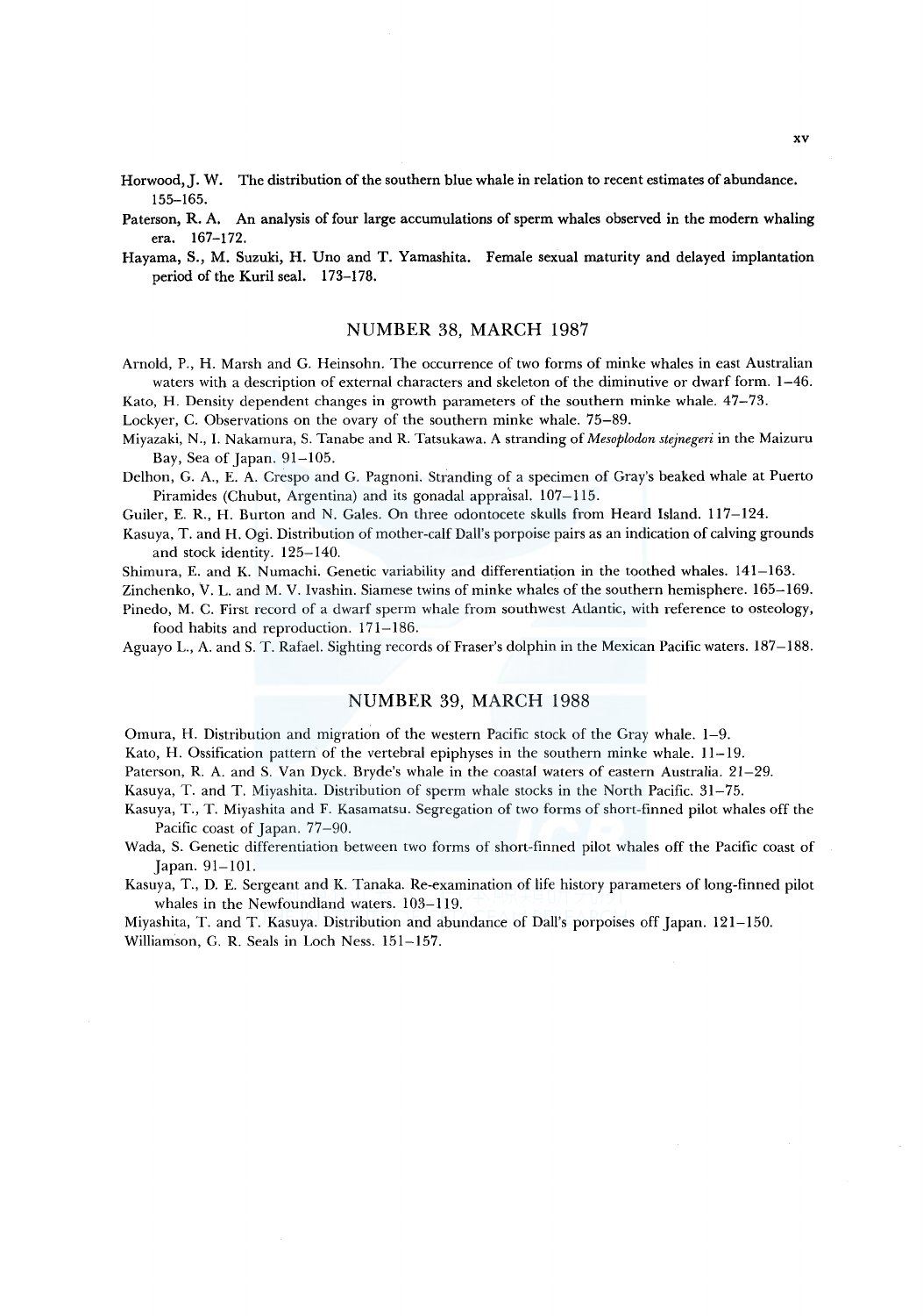Horwood, J. W. The distribution of the southern blue whale in relation to recent estimates of abundance. 155–165.

Paterson, R. A. An analysis of four large accumulations of sperm whales observed in the modern whaling era. 167–172.

Hayama, S., M. Suzuki, H. Uno and T. Yamashita. Female sexual maturity and delayed implantation period of the Kuril seal. 173–178.

## NUMBER 38, MARCH 1987

Arnold, P., H. Marsh and G. Heinsohn. The occurrence of two forms of minke whales in east Australian waters with a description of external characters and skeleton of the diminutive or dwarf form. 1–46.

Kato, H. Density dependent changes in growth parameters of the southern minke whale. 47–73.

Lockyer, C. Observations on the ovary of the southern minke whale. 75–89.

Miyazaki, N., I. Nakamura, S. Tanabe and R. Tatsukawa. A stranding of *Mesoplodon stejnegeri* in the Maizuru Bay, Sea of Japan. 91–105.

Delhon, G. A., E. A. Crespo and G. Pagnoni. Stranding of a specimen of Gray's beaked whale at Puerto Piramides (Chubut, Argentina) and its gonadal appraisal. 107–115.

Guiler, E. R., H. Burton and N. Gales. On three odontocete skulls from Heard Island. 117–124.

Kasuya, T. and H. Ogi. Distribution of mother-calf Dall's porpoise pairs as an indication of calving grounds and stock identity. 125–140.

Shimura, E. and K. Numachi. Genetic variability and differentiation in the toothed whales. 141–163.

Zinchenko, V. L. and M. V. Ivashin. Siamese twins of minke whales of the southern hemisphere. 165–169.

Pinedo, M. C. First record of a dwarf sperm whale from southwest Atlantic, with reference to osteology, food habits and reproduction. 171–186.

Aguayo L., A. and S. T. Rafael. Sighting records of Fraser's dolphin in the Mexican Pacific waters. 187–188.

## NUMBER 39, MARCH 1988

Omura, H. Distribution and migration of the western Pacific stock of the Gray whale. 1–9.

Kato, H. Ossification pattern of the vertebral epiphyses in the southern minke whale. 11–19.

Paterson, R. A. and S. Van Dyck. Bryde's whale in the coastal waters of eastern Australia. 21–29.

Kasuya, T. and T. Miyashita. Distribution of sperm whale stocks in the North Pacific. 31–75.

Kasuya, T., T. Miyashita and F. Kasamatsu. Segregation of two forms of short-finned pilot whales off the Pacific coast of Japan. 77–90.

Wada, S. Genetic differentiation between two forms of short-finned pilot whales off the Pacific coast of Japan. 91–101.

Kasuya, T., D. E. Sergeant and K. Tanaka. Re-examination of life history parameters of long-finned pilot whales in the Newfoundland waters. 103–119.

Miyashita, T. and T. Kasuya. Distribution and abundance of Dall's porpoises off Japan. 121–150.

Williamson, G. R. Seals in Loch Ness. 151–157.